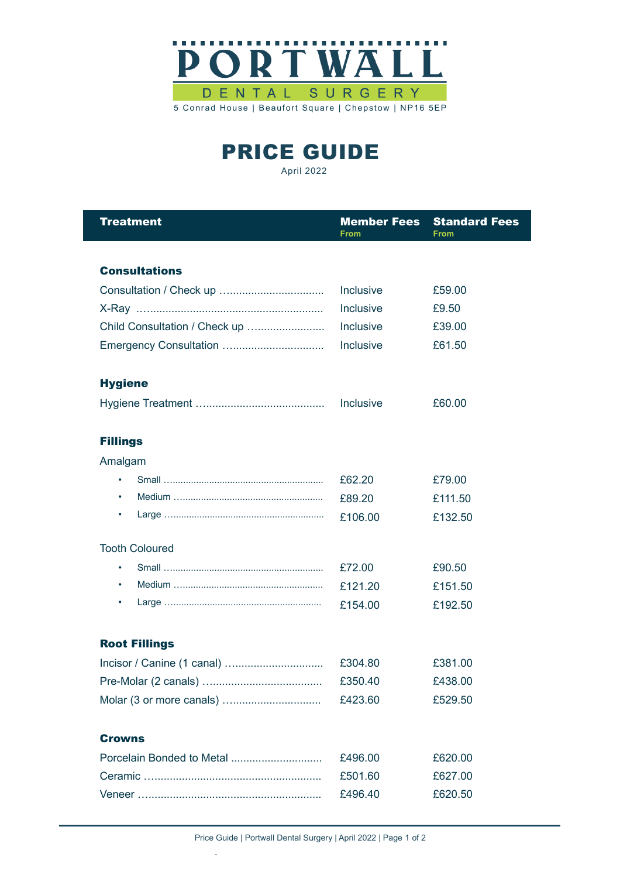# PORTWALL DENTAL SURGERY

5 Conrad House | Beaufort Square | Chepstow | NP16 5EP

# PRICE GUIDE

April 2022

| Treatment | Member Fees From | Standard Fees From |
|---|---|---|
| **Consultations** | | |
| Consultation / Check up | Inclusive | £59.00 |
| X-Ray | Inclusive | £9.50 |
| Child Consultation / Check up | Inclusive | £39.00 |
| Emergency Consultation | Inclusive | £61.50 |
| **Hygiene** | | |
| Hygiene Treatment | Inclusive | £60.00 |
| **Fillings** | | |
| Amalgam | | |
| • Small | £62.20 | £79.00 |
| • Medium | £89.20 | £111.50 |
| • Large | £106.00 | £132.50 |
| Tooth Coloured | | |
| • Small | £72.00 | £90.50 |
| • Medium | £121.20 | £151.50 |
| • Large | £154.00 | £192.50 |
| **Root Fillings** | | |
| Incisor / Canine (1 canal) | £304.80 | £381.00 |
| Pre-Molar (2 canals) | £350.40 | £438.00 |
| Molar (3 or more canals) | £423.60 | £529.50 |
| **Crowns** | | |
| Porcelain Bonded to Metal | £496.00 | £620.00 |
| Ceramic | £501.60 | £627.00 |
| Veneer | £496.40 | £620.50 |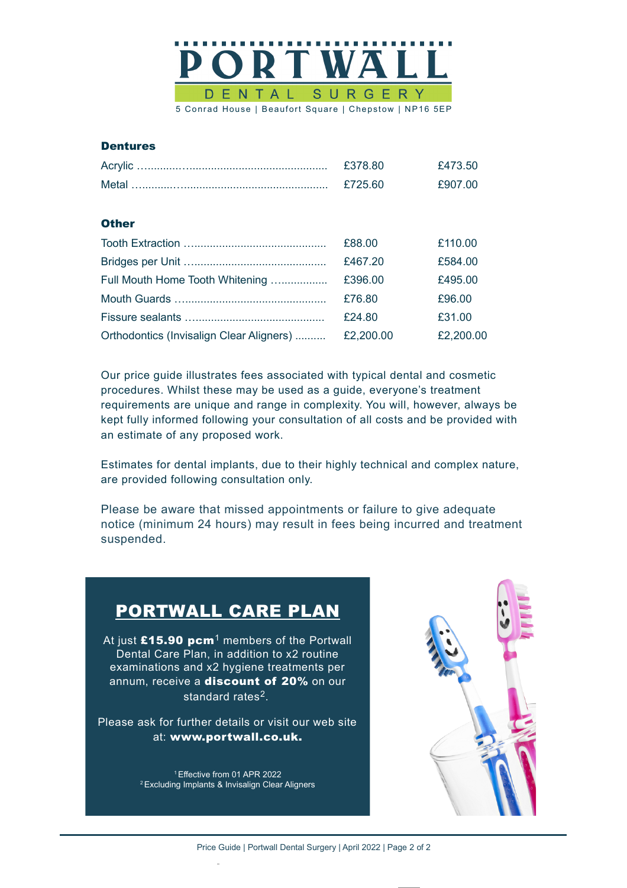# PORTWALL DENTAL SURGERY

5 Conrad House | Beaufort Square | Chepstow | NP16 5EP

## Dentures

| | | |
|---|---|---|
| Acrylic | £378.80 | £473.50 |
| Metal | £725.60 | £907.00 |

## Other

| | | |
|---|---|---|
| Tooth Extraction | £88.00 | £110.00 |
| Bridges per Unit | £467.20 | £584.00 |
| Full Mouth Home Tooth Whitening | £396.00 | £495.00 |
| Mouth Guards | £76.80 | £96.00 |
| Fissure sealants | £24.80 | £31.00 |
| Orthodontics (Invisalign Clear Aligners) | £2,200.00 | £2,200.00 |

Our price guide illustrates fees associated with typical dental and cosmetic procedures. Whilst these may be used as a guide, everyone's treatment requirements are unique and range in complexity. You will, however, always be kept fully informed following your consultation of all costs and be provided with an estimate of any proposed work.

Estimates for dental implants, due to their highly technical and complex nature, are provided following consultation only.

Please be aware that missed appointments or failure to give adequate notice (minimum 24 hours) may result in fees being incurred and treatment suspended.

## PORTWALL CARE PLAN

At just **£15.90 pcm**[1] members of the Portwall Dental Care Plan, in addition to x2 routine examinations and x2 hygiene treatments per annum, receive a **discount of 20%** on our standard rates[2].

Please ask for further details or visit our web site at: **www.portwall.co.uk.**

[1] Effective from 01 APR 2022
[2] Excluding Implants & Invisalign Clear Aligners